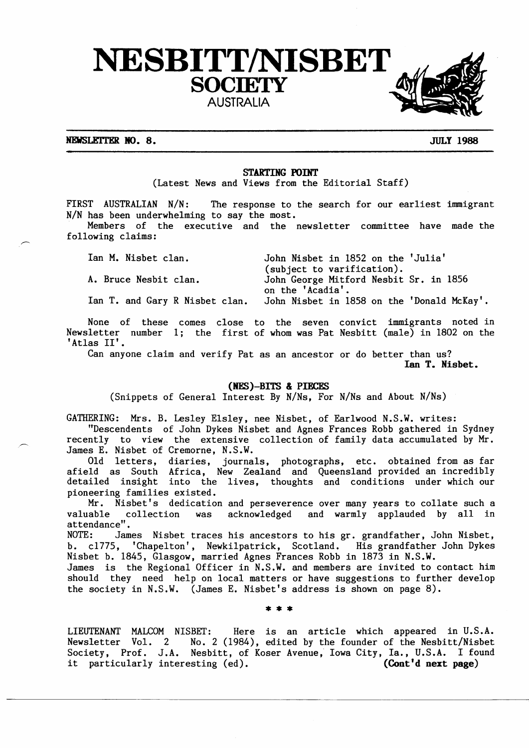# NESBITT/NISBET SOCIETY
## AUSTRALIA

**NEWSLETTER NO. 8.** **JULY 1988**

### STARTING POINT

(Latest News and Views from the Editorial Staff)

FIRST AUSTRALIAN N/N: The response to the search for our earliest immigrant N/N has been underwhelming to say the most.

Members of the executive and the newsletter committee have made the following claims:

| | |
|---|---|
| Ian M. Nisbet clan. | John Nisbet in 1852 on the 'Julia' (subject to varification). |
| A. Bruce Nesbit clan. | John George Mitford Nesbit Sr. in 1856 on the 'Acadia'. |
| Ian T. and Gary R Nisbet clan. | John Nisbet in 1858 on the 'Donald McKay'. |

None of these comes close to the seven convict immigrants noted in Newsletter number 1; the first of whom was Pat Nesbitt (male) in 1802 on the 'Atlas II'.

Can anyone claim and verify Pat as an ancestor or do better than us?

**Ian T. Nisbet.**

### (NES)-BITS & PIECES

(Snippets of General Interest By N/Ns, For N/Ns and About N/Ns)

GATHERING: Mrs. B. Lesley Elsley, nee Nisbet, of Earlwood N.S.W. writes:

"Descendents of John Dykes Nisbet and Agnes Frances Robb gathered in Sydney recently to view the extensive collection of family data accumulated by Mr. James E. Nisbet of Cremorne, N.S.W.

Old letters, diaries, journals, photographs, etc. obtained from as far afield as South Africa, New Zealand and Queensland provided an incredibly detailed insight into the lives, thoughts and conditions under which our pioneering families existed.

Mr. Nisbet's dedication and perseverence over many years to collate such a valuable collection was acknowledged and warmly applauded by all in attendance".

NOTE: James Nisbet traces his ancestors to his gr. grandfather, John Nisbet, b. c1775, 'Chapelton', Newkilpatrick, Scotland. His grandfather John Dykes Nisbet b. 1845, Glasgow, married Agnes Frances Robb in 1873 in N.S.W.

James is the Regional Officer in N.S.W. and members are invited to contact him should they need help on local matters or have suggestions to further develop the society in N.S.W. (James E. Nisbet's address is shown on page 8).

\* \* \*

LIEUTENANT MALCOM NISBET: Here is an article which appeared in U.S.A. Newsletter Vol. 2 No. 2 (1984), edited by the founder of the Nesbitt/Nisbet Society, Prof. J.A. Nesbitt, of Koser Avenue, Iowa City, Ia., U.S.A. I found it particularly interesting (ed). **(Cont'd next page)**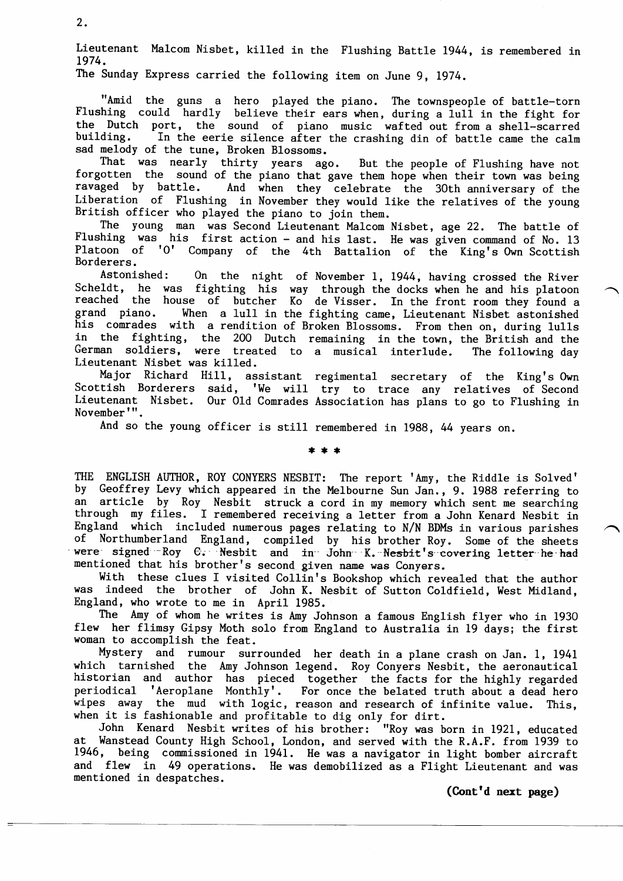Lieutenant Malcom Nisbet, killed in the Flushing Battle 1944, is remembered in 1974.
The Sunday Express carried the following item on June 9, 1974.

"Amid the guns a hero played the piano. The townspeople of battle-torn Flushing could hardly believe their ears when, during a lull in the fight for the Dutch port, the sound of piano music wafted out from a shell-scarred building. In the eerie silence after the crashing din of battle came the calm sad melody of the tune, Broken Blossoms.

That was nearly thirty years ago. But the people of Flushing have not forgotten the sound of the piano that gave them hope when their town was being ravaged by battle. And when they celebrate the 30th anniversary of the Liberation of Flushing in November they would like the relatives of the young British officer who played the piano to join them.

The young man was Second Lieutenant Malcom Nisbet, age 22. The battle of Flushing was his first action - and his last. He was given command of No. 13 Platoon of 'O' Company of the 4th Battalion of the King's Own Scottish Borderers.

Astonished: On the night of November 1, 1944, having crossed the River Scheldt, he was fighting his way through the docks when he and his platoon reached the house of butcher Ko de Visser. In the front room they found a grand piano. When a lull in the fighting came, Lieutenant Nisbet astonished his comrades with a rendition of Broken Blossoms. From then on, during lulls in the fighting, the 200 Dutch remaining in the town, the British and the German soldiers, were treated to a musical interlude. The following day Lieutenant Nisbet was killed.

Major Richard Hill, assistant regimental secretary of the King's Own Scottish Borderers said, 'We will try to trace any relatives of Second Lieutenant Nisbet. Our Old Comrades Association has plans to go to Flushing in November'".

And so the young officer is still remembered in 1988, 44 years on.

\* \* \*

THE ENGLISH AUTHOR, ROY CONYERS NESBIT: The report 'Amy, the Riddle is Solved' by Geoffrey Levy which appeared in the Melbourne Sun Jan., 9. 1988 referring to an article by Roy Nesbit struck a cord in my memory which sent me searching through my files. I remembered receiving a letter from a John Kenard Nesbit in England which included numerous pages relating to N/N BDMs in various parishes of Northumberland England, compiled by his brother Roy. Some of the sheets were signed Roy C. Nesbit and in John K. Nesbit's covering letter he had mentioned that his brother's second given name was Conyers.

With these clues I visited Collin's Bookshop which revealed that the author was indeed the brother of John K. Nesbit of Sutton Coldfield, West Midland, England, who wrote to me in April 1985.

The Amy of whom he writes is Amy Johnson a famous English flyer who in 1930 flew her flimsy Gipsy Moth solo from England to Australia in 19 days; the first woman to accomplish the feat.

Mystery and rumour surrounded her death in a plane crash on Jan. 1, 1941 which tarnished the Amy Johnson legend. Roy Conyers Nesbit, the aeronautical historian and author has pieced together the facts for the highly regarded periodical 'Aeroplane Monthly'. For once the belated truth about a dead hero wipes away the mud with logic, reason and research of infinite value. This, when it is fashionable and profitable to dig only for dirt.

John Kenard Nesbit writes of his brother: "Roy was born in 1921, educated at Wanstead County High School, London, and served with the R.A.F. from 1939 to 1946, being commissioned in 1941. He was a navigator in light bomber aircraft and flew in 49 operations. He was demobilized as a Flight Lieutenant and was mentioned in despatches.

**(Cont'd next page)**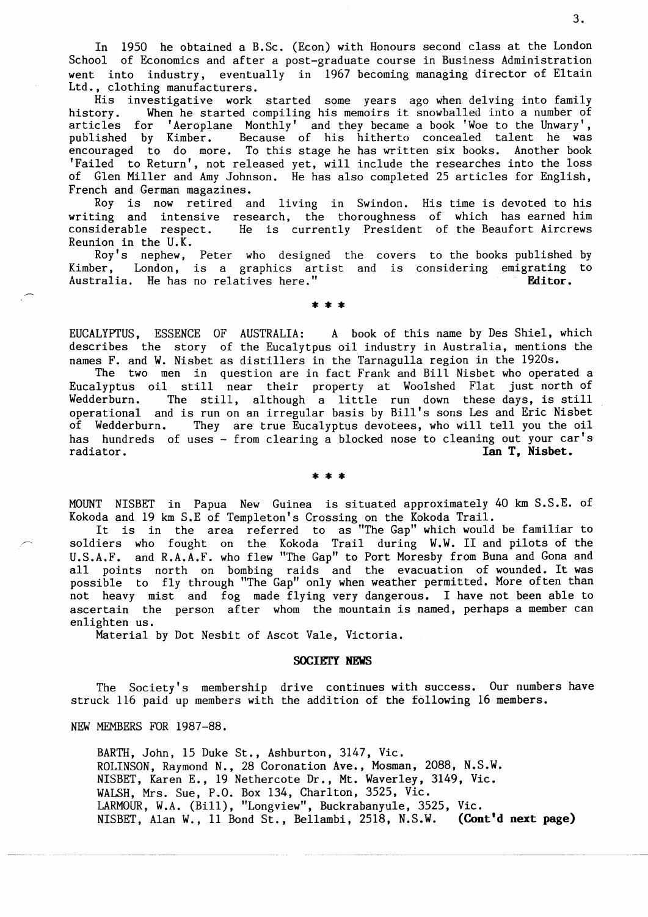In 1950 he obtained a B.Sc. (Econ) with Honours second class at the London School of Economics and after a post-graduate course in Business Administration went into industry, eventually in 1967 becoming managing director of Eltain Ltd., clothing manufacturers.

His investigative work started some years ago when delving into family history. When he started compiling his memoirs it snowballed into a number of articles for 'Aeroplane Monthly' and they became a book 'Woe to the Unwary', published by Kimber. Because of his hitherto concealed talent he was encouraged to do more. To this stage he has written six books. Another book 'Failed to Return', not released yet, will include the researches into the loss of Glen Miller and Amy Johnson. He has also completed 25 articles for English, French and German magazines.

Roy is now retired and living in Swindon. His time is devoted to his writing and intensive research, the thoroughness of which has earned him considerable respect. He is currently President of the Beaufort Aircrews Reunion in the U.K.

Roy's nephew, Peter who designed the covers to the books published by Kimber, London, is a graphics artist and is considering emigrating to Australia. He has no relatives here." **Editor.**

\* \* \*

EUCALYPTUS, ESSENCE OF AUSTRALIA: A book of this name by Des Shiel, which describes the story of the Eucalytpus oil industry in Australia, mentions the names F. and W. Nisbet as distillers in the Tarnagulla region in the 1920s.

The two men in question are in fact Frank and Bill Nisbet who operated a Eucalyptus oil still near their property at Woolshed Flat just north of Wedderburn. The still, although a little run down these days, is still operational and is run on an irregular basis by Bill's sons Les and Eric Nisbet of Wedderburn. They are true Eucalyptus devotees, who will tell you the oil has hundreds of uses - from clearing a blocked nose to cleaning out your car's radiator. **Ian T, Nisbet.**

\* \* \*

MOUNT NISBET in Papua New Guinea is situated approximately 40 km S.S.E. of Kokoda and 19 km S.E of Templeton's Crossing on the Kokoda Trail.

It is in the area referred to as "The Gap" which would be familiar to soldiers who fought on the Kokoda Trail during W.W. II and pilots of the U.S.A.F. and R.A.A.F. who flew "The Gap" to Port Moresby from Buna and Gona and all points north on bombing raids and the evacuation of wounded. It was possible to fly through "The Gap" only when weather permitted. More often than not heavy mist and fog made flying very dangerous. I have not been able to ascertain the person after whom the mountain is named, perhaps a member can enlighten us.

Material by Dot Nesbit of Ascot Vale, Victoria.

## SOCIETY NEWS

The Society's membership drive continues with success. Our numbers have struck 116 paid up members with the addition of the following 16 members.

NEW MEMBERS FOR 1987-88.

BARTH, John, 15 Duke St., Ashburton, 3147, Vic.
ROLINSON, Raymond N., 28 Coronation Ave., Mosman, 2088, N.S.W.
NISBET, Karen E., 19 Nethercote Dr., Mt. Waverley, 3149, Vic.
WALSH, Mrs. Sue, P.O. Box 134, Charlton, 3525, Vic.
LARMOUR, W.A. (Bill), "Longview", Buckrabanyule, 3525, Vic.
NISBET, Alan W., 11 Bond St., Bellambi, 2518, N.S.W. **(Cont'd next page)**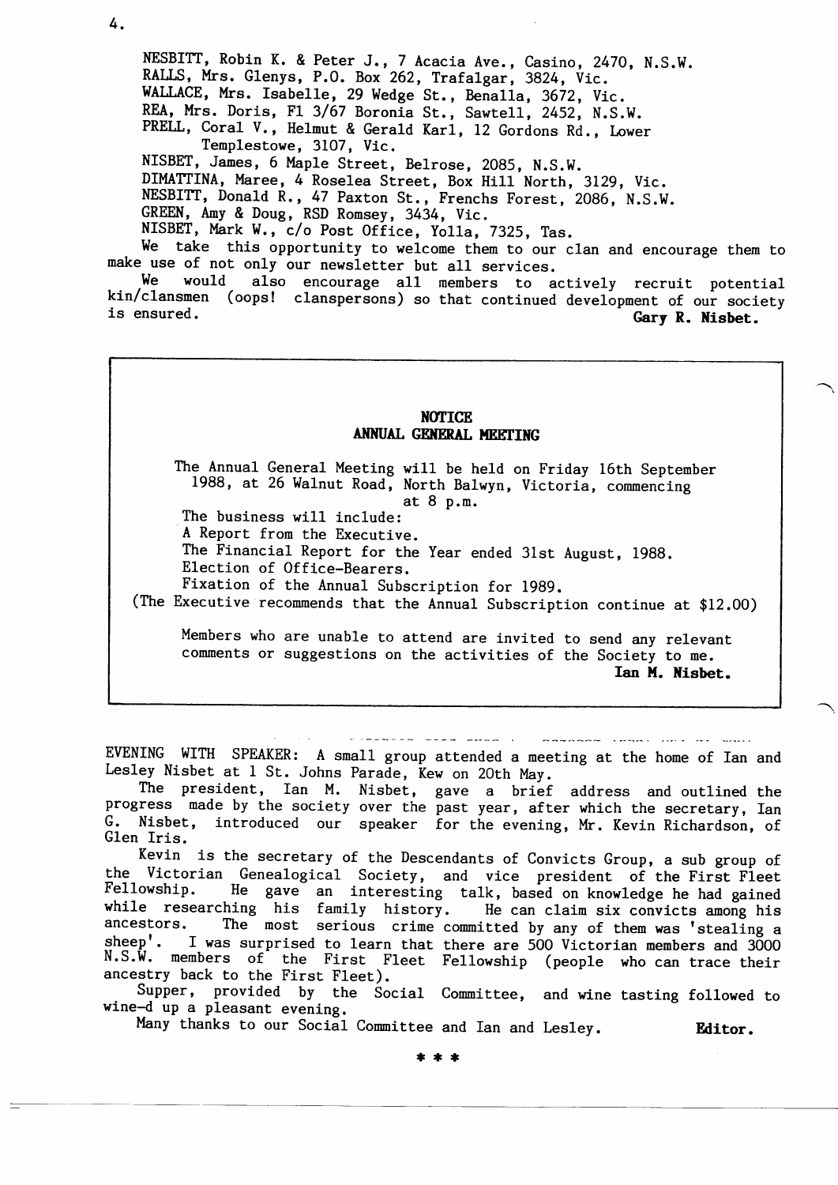NESBITT, Robin K. & Peter J., 7 Acacia Ave., Casino, 2470, N.S.W.
RALLS, Mrs. Glenys, P.O. Box 262, Trafalgar, 3824, Vic.
WALLACE, Mrs. Isabelle, 29 Wedge St., Benalla, 3672, Vic.
REA, Mrs. Doris, Fl 3/67 Boronia St., Sawtell, 2452, N.S.W.
PRELL, Coral V., Helmut & Gerald Karl, 12 Gordons Rd., Lower Templestowe, 3107, Vic.
NISBET, James, 6 Maple Street, Belrose, 2085, N.S.W.
DIMATTINA, Maree, 4 Roselea Street, Box Hill North, 3129, Vic.
NESBITT, Donald R., 47 Paxton St., Frenchs Forest, 2086, N.S.W.
GREEN, Amy & Doug, RSD Romsey, 3434, Vic.
NISBET, Mark W., c/o Post Office, Yolla, 7325, Tas.

We take this opportunity to welcome them to our clan and encourage them to make use of not only our newsletter but all services.

We would also encourage all members to actively recruit potential kin/clansmen (oops! clanspersons) so that continued development of our society is ensured.

**Gary R. Nisbet.**

---

**NOTICE**
**ANNUAL GENERAL MEETING**

The Annual General Meeting will be held on Friday 16th September 1988, at 26 Walnut Road, North Balwyn, Victoria, commencing at 8 p.m.

The business will include:
A Report from the Executive.
The Financial Report for the Year ended 31st August, 1988.
Election of Office-Bearers.
Fixation of the Annual Subscription for 1989.
(The Executive recommends that the Annual Subscription continue at $12.00)

Members who are unable to attend are invited to send any relevant comments or suggestions on the activities of the Society to me.

**Ian M. Nisbet.**

---

EVENING WITH SPEAKER: A small group attended a meeting at the home of Ian and Lesley Nisbet at 1 St. Johns Parade, Kew on 20th May.

The president, Ian M. Nisbet, gave a brief address and outlined the progress made by the society over the past year, after which the secretary, Ian G. Nisbet, introduced our speaker for the evening, Mr. Kevin Richardson, of Glen Iris.

Kevin is the secretary of the Descendants of Convicts Group, a sub group of the Victorian Genealogical Society, and vice president of the First Fleet Fellowship. He gave an interesting talk, based on knowledge he had gained while researching his family history. He can claim six convicts among his ancestors. The most serious crime committed by any of them was 'stealing a sheep'. I was surprised to learn that there are 500 Victorian members and 3000 N.S.W. members of the First Fleet Fellowship (people who can trace their ancestry back to the First Fleet).

Supper, provided by the Social Committee, and wine tasting followed to wine-d up a pleasant evening.

Many thanks to our Social Committee and Ian and Lesley. **Editor.**

\* \* \*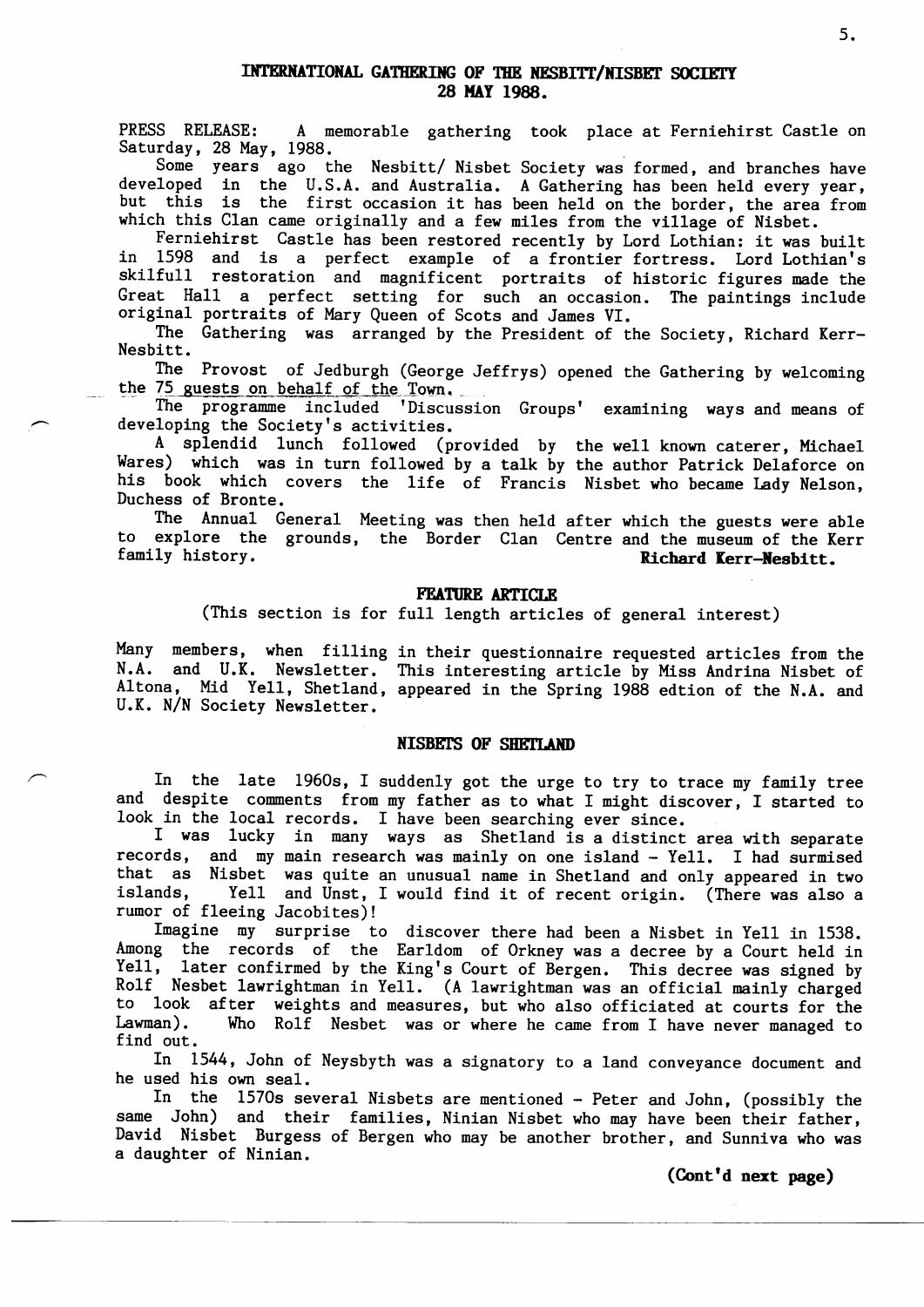## INTERNATIONAL GATHERING OF THE NESBITT/NISBET SOCIETY
## 28 MAY 1988.

PRESS RELEASE: A memorable gathering took place at Ferniehirst Castle on Saturday, 28 May, 1988.

Some years ago the Nesbitt/ Nisbet Society was formed, and branches have developed in the U.S.A. and Australia. A Gathering has been held every year, but this is the first occasion it has been held on the border, the area from which this Clan came originally and a few miles from the village of Nisbet.

Ferniehirst Castle has been restored recently by Lord Lothian: it was built in 1598 and is a perfect example of a frontier fortress. Lord Lothian's skilfull restoration and magnificent portraits of historic figures made the Great Hall a perfect setting for such an occasion. The paintings include original portraits of Mary Queen of Scots and James VI.

The Gathering was arranged by the President of the Society, Richard Kerr-Nesbitt.

The Provost of Jedburgh (George Jeffrys) opened the Gathering by welcoming the 75 guests on behalf of the Town.

The programme included 'Discussion Groups' examining ways and means of developing the Society's activities.

A splendid lunch followed (provided by the well known caterer, Michael Wares) which was in turn followed by a talk by the author Patrick Delaforce on his book which covers the life of Francis Nisbet who became Lady Nelson, Duchess of Bronte.

The Annual General Meeting was then held after which the guests were able to explore the grounds, the Border Clan Centre and the museum of the Kerr family history.

**Richard Kerr-Nesbitt.**

## FEATURE ARTICLE

(This section is for full length articles of general interest)

Many members, when filling in their questionnaire requested articles from the N.A. and U.K. Newsletter. This interesting article by Miss Andrina Nisbet of Altona, Mid Yell, Shetland, appeared in the Spring 1988 edtion of the N.A. and U.K. N/N Society Newsletter.

## NISBETS OF SHETLAND

In the late 1960s, I suddenly got the urge to try to trace my family tree and despite comments from my father as to what I might discover, I started to look in the local records. I have been searching ever since.

I was lucky in many ways as Shetland is a distinct area with separate records, and my main research was mainly on one island - Yell. I had surmised that as Nisbet was quite an unusual name in Shetland and only appeared in two islands, Yell and Unst, I would find it of recent origin. (There was also a rumor of fleeing Jacobites)!

Imagine my surprise to discover there had been a Nisbet in Yell in 1538. Among the records of the Earldom of Orkney was a decree by a Court held in Yell, later confirmed by the King's Court of Bergen. This decree was signed by Rolf Nesbet lawrightman in Yell. (A lawrightman was an official mainly charged to look after weights and measures, but who also officiated at courts for the Lawman). Who Rolf Nesbet was or where he came from I have never managed to find out.

In 1544, John of Neysbyth was a signatory to a land conveyance document and he used his own seal.

In the 1570s several Nisbets are mentioned - Peter and John, (possibly the same John) and their families, Ninian Nisbet who may have been their father, David Nisbet Burgess of Bergen who may be another brother, and Sunniva who was a daughter of Ninian.

**(Cont'd next page)**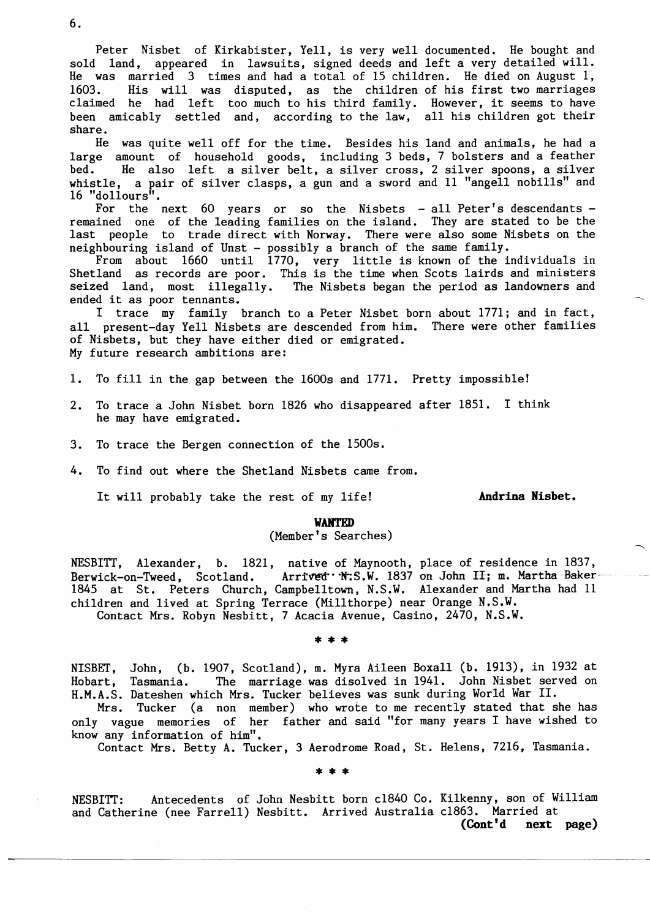Peter Nisbet of Kirkabister, Yell, is very well documented. He bought and sold land, appeared in lawsuits, signed deeds and left a very detailed will. He was married 3 times and had a total of 15 children. He died on August 1, 1603. His will was disputed, as the children of his first two marriages claimed he had left too much to his third family. However, it seems to have been amicably settled and, according to the law, all his children got their share.

He was quite well off for the time. Besides his land and animals, he had a large amount of household goods, including 3 beds, 7 bolsters and a feather bed. He also left a silver belt, a silver cross, 2 silver spoons, a silver whistle, a pair of silver clasps, a gun and a sword and 11 "angell nobills" and 16 "dollours".

For the next 60 years or so the Nisbets - all Peter's descendants - remained one of the leading families on the island. They are stated to be the last people to trade direct with Norway. There were also some Nisbets on the neighbouring island of Unst - possibly a branch of the same family.

From about 1660 until 1770, very little is known of the individuals in Shetland as records are poor. This is the time when Scots lairds and ministers seized land, most illegally. The Nisbets began the period as landowners and ended it as poor tennants.

I trace my family branch to a Peter Nisbet born about 1771; and in fact, all present-day Yell Nisbets are descended from him. There were other families of Nisbets, but they have either died or emigrated.

My future research ambitions are:

1. To fill in the gap between the 1600s and 1771. Pretty impossible!
2. To trace a John Nisbet born 1826 who disappeared after 1851. I think he may have emigrated.
3. To trace the Bergen connection of the 1500s.
4. To find out where the Shetland Nisbets came from.

It will probably take the rest of my life! **Andrina Nisbet.**

## WANTED
(Member's Searches)

NESBITT, Alexander, b. 1821, native of Maynooth, place of residence in 1837, Berwick-on-Tweed, Scotland. Arrived N.S.W. 1837 on John II; m. Martha Baker 1845 at St. Peters Church, Campbelltown, N.S.W. Alexander and Martha had 11 children and lived at Spring Terrace (Millthorpe) near Orange N.S.W.

Contact Mrs. Robyn Nesbitt, 7 Acacia Avenue, Casino, 2470, N.S.W.

\* \* \*

NISBET, John, (b. 1907, Scotland), m. Myra Aileen Boxall (b. 1913), in 1932 at Hobart, Tasmania. The marriage was disolved in 1941. John Nisbet served on H.M.A.S. Dateshen which Mrs. Tucker believes was sunk during World War II.

Mrs. Tucker (a non member) who wrote to me recently stated that she has only vague memories of her father and said "for many years I have wished to know any information of him".

Contact Mrs. Betty A. Tucker, 3 Aerodrome Road, St. Helens, 7216, Tasmania.

\* \* \*

NESBITT: Antecedents of John Nesbitt born c1840 Co. Kilkenny, son of William and Catherine (nee Farrell) Nesbitt. Arrived Australia c1863. Married at

**(Cont'd next page)**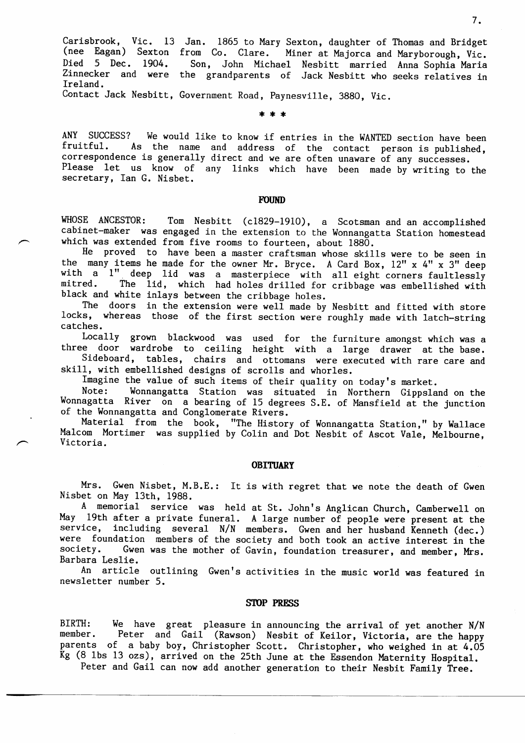Carisbrook, Vic. 13 Jan. 1865 to Mary Sexton, daughter of Thomas and Bridget (nee Eagan) Sexton from Co. Clare. Miner at Majorca and Maryborough, Vic. Died 5 Dec. 1904. Son, John Michael Nesbitt married Anna Sophia Maria Zinnecker and were the grandparents of Jack Nesbitt who seeks relatives in Ireland.

Contact Jack Nesbitt, Government Road, Paynesville, 3880, Vic.

\* \* \*

ANY SUCCESS? We would like to know if entries in the WANTED section have been fruitful. As the name and address of the contact person is published, correspondence is generally direct and we are often unaware of any successes. Please let us know of any links which have been made by writing to the secretary, Ian G. Nisbet.

## FOUND

WHOSE ANCESTOR: Tom Nesbitt (c1829-1910), a Scotsman and an accomplished cabinet-maker was engaged in the extension to the Wonnangatta Station homestead which was extended from five rooms to fourteen, about 1880.

He proved to have been a master craftsman whose skills were to be seen in the many items he made for the owner Mr. Bryce. A Card Box, 12" x 4" x 3" deep with a 1" deep lid was a masterpiece with all eight corners faultlessly mitred. The lid, which had holes drilled for cribbage was embellished with black and white inlays between the cribbage holes.

The doors in the extension were well made by Nesbitt and fitted with store locks, whereas those of the first section were roughly made with latch-string catches.

Locally grown blackwood was used for the furniture amongst which was a three door wardrobe to ceiling height with a large drawer at the base.

Sideboard, tables, chairs and ottomans were executed with rare care and skill, with embellished designs of scrolls and whorles.

Imagine the value of such items of their quality on today's market.

Note: Wonnangatta Station was situated in Northern Gippsland on the Wonnagatta River on a bearing of 15 degrees S.E. of Mansfield at the junction of the Wonnangatta and Conglomerate Rivers.

Material from the book, "The History of Wonnangatta Station," by Wallace Malcom Mortimer was supplied by Colin and Dot Nesbit of Ascot Vale, Melbourne, Victoria.

## OBITUARY

Mrs. Gwen Nisbet, M.B.E.: It is with regret that we note the death of Gwen Nisbet on May 13th, 1988.

A memorial service was held at St. John's Anglican Church, Camberwell on May 19th after a private funeral. A large number of people were present at the service, including several N/N members. Gwen and her husband Kenneth (dec.) were foundation members of the society and both took an active interest in the society. Gwen was the mother of Gavin, foundation treasurer, and member, Mrs. Barbara Leslie.

An article outlining Gwen's activities in the music world was featured in newsletter number 5.

## STOP PRESS

BIRTH: We have great pleasure in announcing the arrival of yet another N/N member. Peter and Gail (Rawson) Nesbit of Keilor, Victoria, are the happy parents of a baby boy, Christopher Scott. Christopher, who weighed in at 4.05 Kg (8 lbs 13 ozs), arrived on the 25th June at the Essendon Maternity Hospital.

Peter and Gail can now add another generation to their Nesbit Family Tree.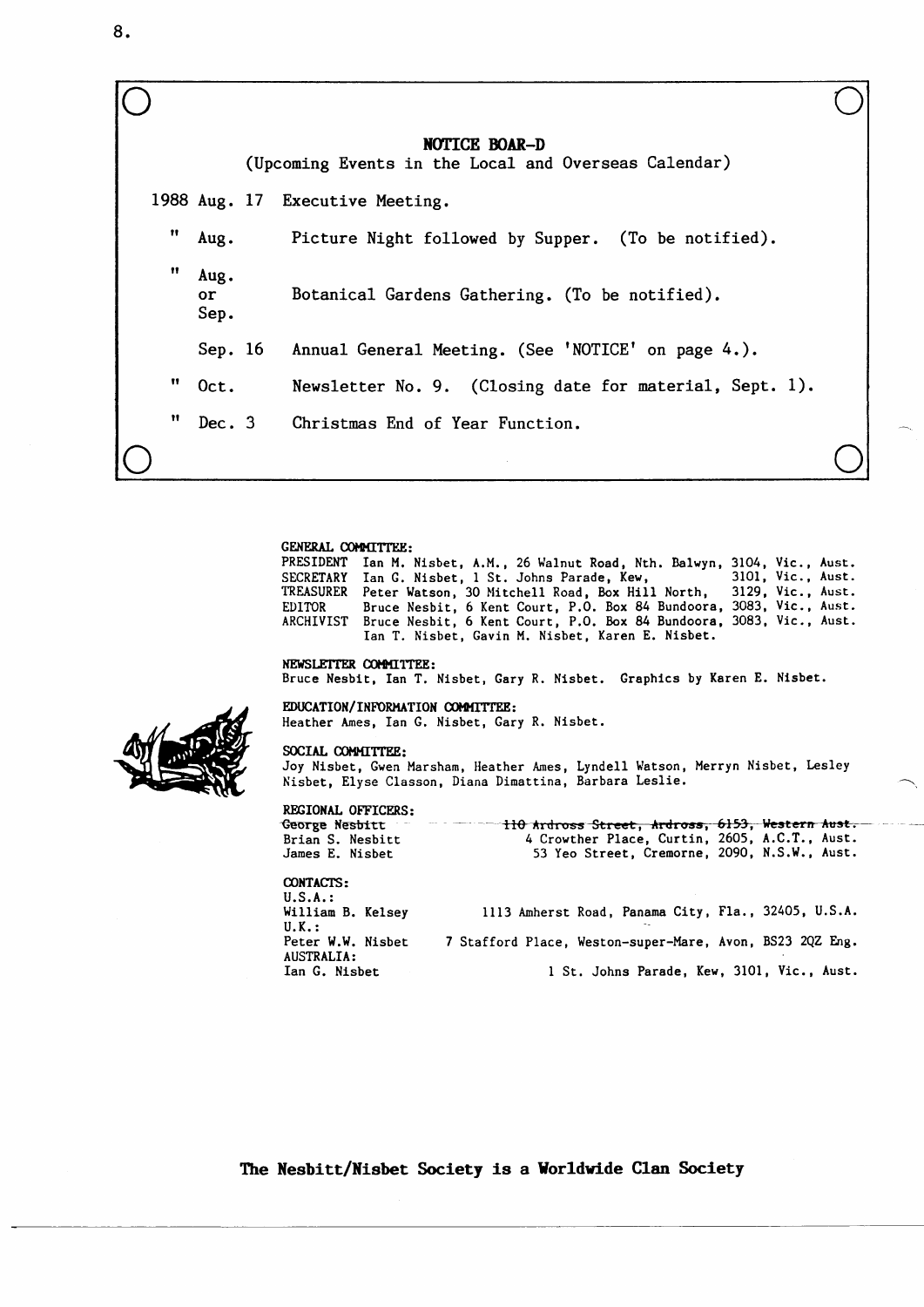## NOTICE BOAR-D

(Upcoming Events in the Local and Overseas Calendar)

| | | |
|---|---|---|
| 1988 Aug. 17 | | Executive Meeting. |
| " | Aug. | Picture Night followed by Supper. (To be notified). |
| " | Aug. or Sep. | Botanical Gardens Gathering. (To be notified). |
| | Sep. 16 | Annual General Meeting. (See 'NOTICE' on page 4.). |
| " | Oct. | Newsletter No. 9. (Closing date for material, Sept. 1). |
| " | Dec. 3 | Christmas End of Year Function. |

**GENERAL COMMITTEE:**

| | | |
|---|---|---|
| PRESIDENT | Ian M. Nisbet, A.M., 26 Walnut Road, Nth. Balwyn, | 3104, Vic., Aust. |
| SECRETARY | Ian G. Nisbet, 1 St. Johns Parade, Kew, | 3101, Vic., Aust. |
| TREASURER | Peter Watson, 30 Mitchell Road, Box Hill North, | 3129, Vic., Aust. |
| EDITOR | Bruce Nesbit, 6 Kent Court, P.O. Box 84 Bundoora, | 3083, Vic., Aust. |
| ARCHIVIST | Bruce Nesbit, 6 Kent Court, P.O. Box 84 Bundoora, | 3083, Vic., Aust. |
| | Ian T. Nisbet, Gavin M. Nisbet, Karen E. Nisbet. | |

**NEWSLETTER COMMITTEE:**
Bruce Nesbit, Ian T. Nisbet, Gary R. Nisbet. Graphics by Karen E. Nisbet.

**EDUCATION/INFORMATION COMMITTEE:**
Heather Ames, Ian G. Nisbet, Gary R. Nisbet.

**SOCIAL COMMITTEE:**
Joy Nisbet, Gwen Marsham, Heather Ames, Lyndell Watson, Merryn Nisbet, Lesley Nisbet, Elyse Classon, Diana Dimattina, Barbara Leslie.

**REGIONAL OFFICERS:**

| | |
|---|---|
| ~~George Nesbitt~~ | ~~110 Ardross Street, Ardross, 6153, Western Aust.~~ |
| Brian S. Nesbitt | 4 Crowther Place, Curtin, 2605, A.C.T., Aust. |
| James E. Nisbet | 53 Yeo Street, Cremorne, 2090, N.S.W., Aust. |

**CONTACTS:**

U.S.A.:
William B. Kelsey — 1113 Amherst Road, Panama City, Fla., 32405, U.S.A.

U.K.:
Peter W.W. Nisbet — 7 Stafford Place, Weston-super-Mare, Avon, BS23 2QZ Eng.

AUSTRALIA:
Ian G. Nisbet — 1 St. Johns Parade, Kew, 3101, Vic., Aust.

**The Nesbitt/Nisbet Society is a Worldwide Clan Society**